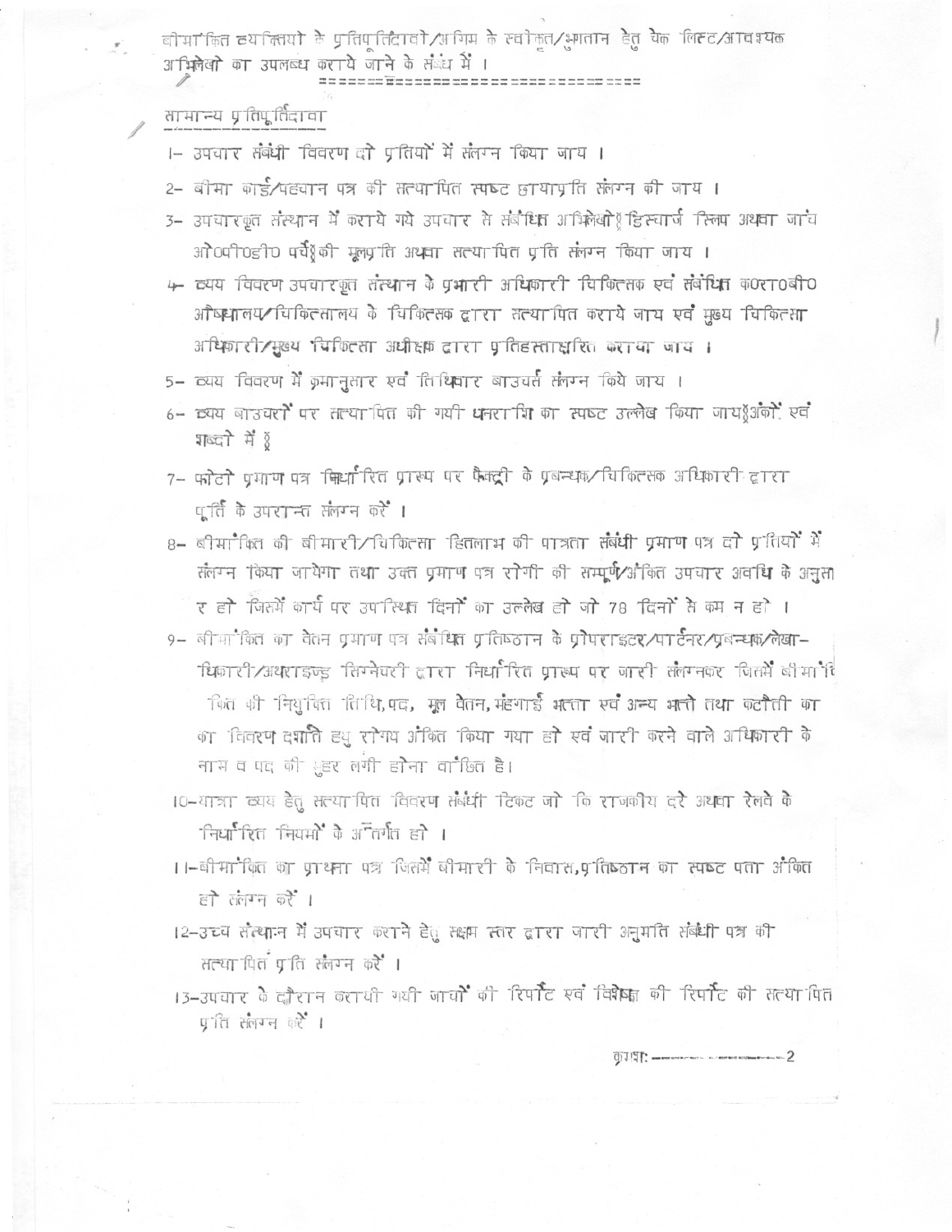बीमांकित व्यक्तियो के प्रतिपूर्तिदावो/अग्रिम के स्वीकृत/भुगतान हेतु चेक लिस्ट/आवश्यक अभिलेखो का उपलब्ध कराये जाने के संबंध में ।

## सामान्य प्रतिपूर्तिदावा

1- उपचार संबंधी विवरण दो प्रतियों में संलग्न किया जाय ।

2- बीमा कार्ड/पहचान पत्र की सत्यापित स्पष्ट छायाप्रति संलग्न की जाय ।

3- उपचारकृत संस्थान में कराये गये उपचार से संबंधित अभिलेखों (डिस्चार्ज स्लिप अथवा जांच ओ०पी०डी० पर्चे) की मूलप्रति अथवा सत्यापित प्रति संलग्न किया जाय ।

4- व्यय विवरण उपचारकृत संस्थान के प्रभारी अधिकारी चिकित्सक एवं संबंधित क०रा०बी० औषधालय/चिकित्सालय के चिकित्सक द्वारा सत्यापित कराये जाय एवं मुख्य चिकित्सा अधिकारी/मुख्य चिकित्सा अधीक्षक द्वारा प्रतिहस्ताक्षरित कराया जाय ।

5- व्यय विवरण में क्रमानुसार एवं तिथिवार बाउचर्स संलग्न किये जाय ।

6- व्यय बाउचरों पर सत्यापित की गयी धनराशि का स्पष्ट उल्लेख किया जाय (अंकों एवं शब्दो में)

7- फोटो प्रमाण पत्र निर्धारित प्रारूप पर फैक्ट्री के प्रबन्धक/चिकित्सक अधिकारी द्वारा पूर्ति के उपरान्त संलग्न करें ।

8- बीमांकित की बीमारी/चिकित्सा हितलाभ की पात्रता संबंधी प्रमाण पत्र दो प्रतियों में संलग्न किया जायेगा तथा उक्त प्रमाण पत्र रोगी की सम्पूर्ण/अंकित उपचार अवधि के अनुसार हो जिसमें कार्य पर उपस्थित दिनों का उल्लेख हो जो 78 दिनों से कम न हो ।

9- बीमांकित का वेतन प्रमाण पत्र संबंधित प्रतिष्ठान के प्रोपराइटर/पार्टनर/प्रबन्धक/लेखाधिकारी/अथराइज्ड सिग्नेचरी द्वारा निर्धारित प्रारूप पर जारी संलग्नकर जिसमें बीमांकित की नियुक्ति तिथि,पद, मूल वेतन,महंगाई भत्ता एवं अन्य भत्तो तथा कटौती का का विवरण दर्शाते हुए रोगय अंकित किया गया हो एवं जारी करने वाले अधिकारी के नाम व पद की मुहर लगी होना वांछित है।

10-यात्रा व्यय हेतु सत्यापित विवरण संबंधी टिकट जो कि राजकीय दरे अथवा रेलवे के निर्धारित नियमों के अंतर्गत हो ।

11-बीमांकित का प्रार्थना पत्र जिसमें बीमारी के निवास,प्रतिष्ठान का स्पष्ट पता अंकित हो संलग्न करें ।

12-उच्च संस्थान में उपचार कराने हेतु सक्षम स्तर द्वारा जारी अनुमति संबंधी पत्र की सत्यापित प्रति संलग्न करें ।

13-उपचार के दौरान करायी गयी जांचों की रिपोर्ट एवं विशेषज्ञ की रिपोर्ट की सत्यापित प्रति संलग्न करें ।

क्रमशः ------------------2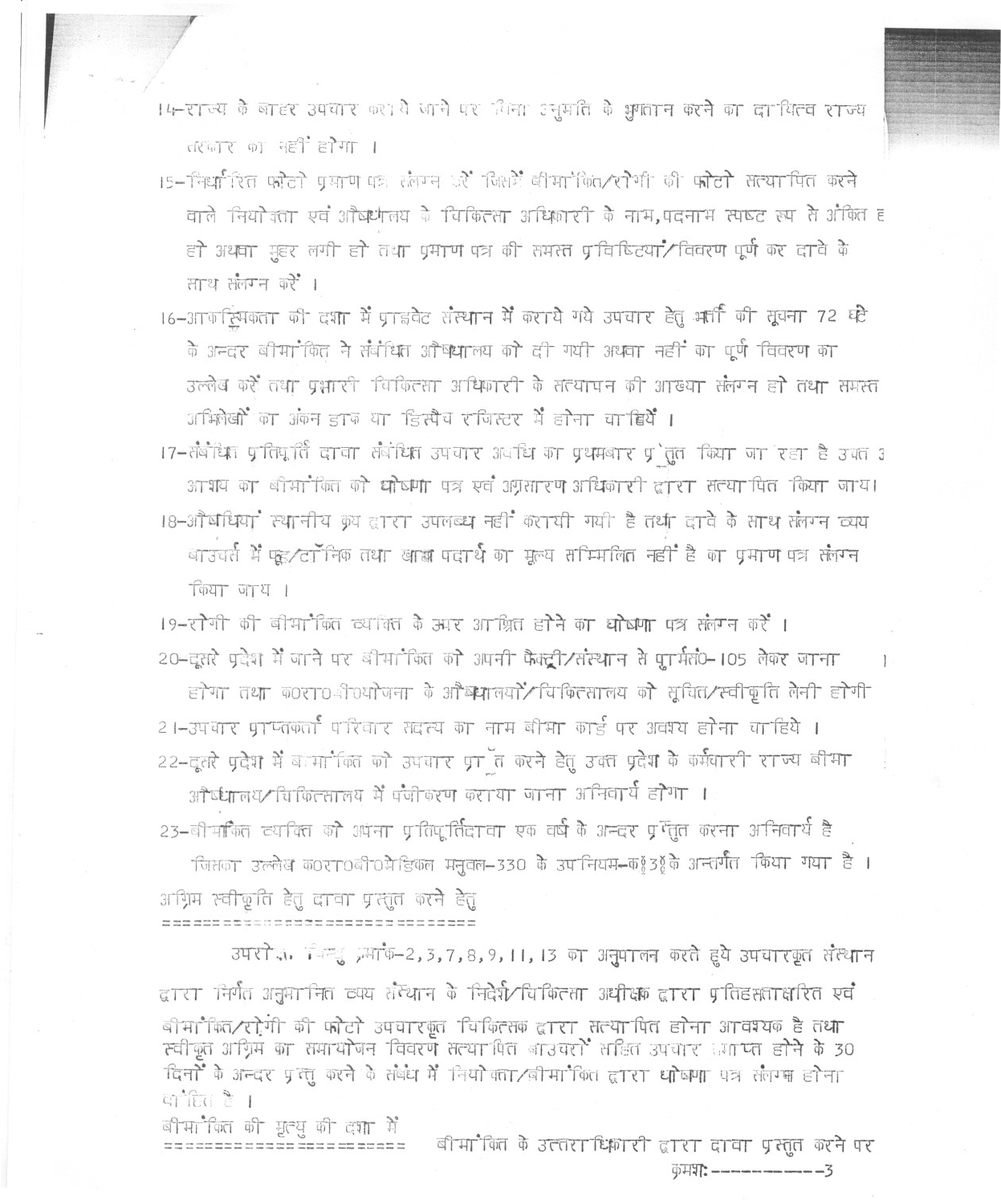14-राज्य के बाहर उपचार कराये जाने पर बिना अनुमति के भुगतान करने का दायित्व राज्य सरकार का नहीं होगा ।

15-निर्धारित फोटो प्रमाण पत्र संलग्न करें जिसमें बीमांकित/रोगी की फोटो सत्यापित करने वाले नियोक्ता एवं औषधालय के चिकित्सा अधिकारी के नाम,पदनाम स्पष्ट रूप से अंकित हो अथवा मुहर लगी हो तथा प्रमाण पत्र की समस्त प्रविष्टियां/विवरण पूर्ण कर दावे के साथ संलग्न करें ।

16-आकस्मिकता की दशा में प्राइवेट संस्थान में कराये गये उपचार हेतु भर्ती की सूचना 72 घंटे के अन्दर बीमांकित ने संबंधित औषधालय को दी गयी अथवा नहीं का पूर्ण विवरण का उल्लेख करें तथा प्रभारी चिकित्सा अधिकारी के सत्यापन की आख्या संलग्न हो तथा समस्त अभिलेखों का अंकन डाक या डिस्पैच रजिस्टर में होना चाहियें ।

17-संबंधित प्रतिपूर्ति दावा संबंधित उपचार अवधि का प्रथमबार प्रस्तुत किया जा रहा है उक्त आशय का बीमांकित को घोषणा पत्र एवं अग्रसारण अधिकारी द्वारा सत्यापित किया जाय।

18-औषधियां स्थानीय क्रय द्वारा उपलब्ध नहीं करायी गयी है तथा दावे के साथ संलग्न व्यय वाउचर्स में फूड/टॉनिक तथा खाद्य पदार्थ का मूल्य सम्मिलित नहीं है का प्रमाण पत्र संलग्न किया जाय ।

19-रोगी की बीमांकित व्यक्ति के ऊपर आश्रित होने का घोषणा पत्र संलग्न करें ।

20-दूसरे प्रदेश में जाने पर बीमांकित को अपनी फैक्ट्री/संस्थान से प्रपत्रसं0-105 लेकर जाना होगा तथा क0रा0बी0योजना के औषधालयों/चिकित्सालय को सूचित/स्वीकृति लेनी होगी

21-उपचार प्राप्तकर्ता परिवार सदस्य का नाम बीमा कार्ड पर अवश्य होना चाहिये ।

22-दूसरे प्रदेश में बीमांकित को उपचार प्राप्त करने हेतु उक्त प्रदेश के कर्मचारी राज्य बीमा औषधालय/चिकित्सालय में पंजीकरण कराया जाना अनिवार्य होगा ।

23-बीमांकित व्यक्ति को अपना प्रतिपूर्तिदावा एक वर्ष के अन्दर प्रस्तुत करना अनिवार्य है जिसका उल्लेख क0रा0बी0मेडिकल मनुवल-330 के उपनियम-क(3)के अन्तर्गत किया गया है ।

अग्रिम स्वीकृति हेतु दावा प्रस्तुत करने हेतु

उपरोक्त बिन्दु क्रमांक-2,3,7,8,9,11,13 का अनुपालन करते हुये उपचारकृत संस्थान द्वारा निर्गत अनुमानित व्यय संस्थान के निदेशक/चिकित्सा अधीक्षक द्वारा प्रतिहस्ताक्षरित एवं बीमांकित/रोगी की फोटो उपचारकृत चिकित्सक द्वारा सत्यापित होना आवश्यक है तथा स्वीकृत अग्रिम का समायोजन विवरण सत्यापित वाउचरों सहित उपचार प्राप्त होने के 30 दिनों के अन्दर प्रस्तुत करने के संबंध में नियोक्ता/बीमांकित द्वारा घोषणा पत्र संलग्न होना चाहिए है ।

बीमांकित की मृत्यु की दशा में

बीमांकित के उत्तराधिकारी द्वारा दावा प्रस्तुत करने पर

क्रमशः-----------3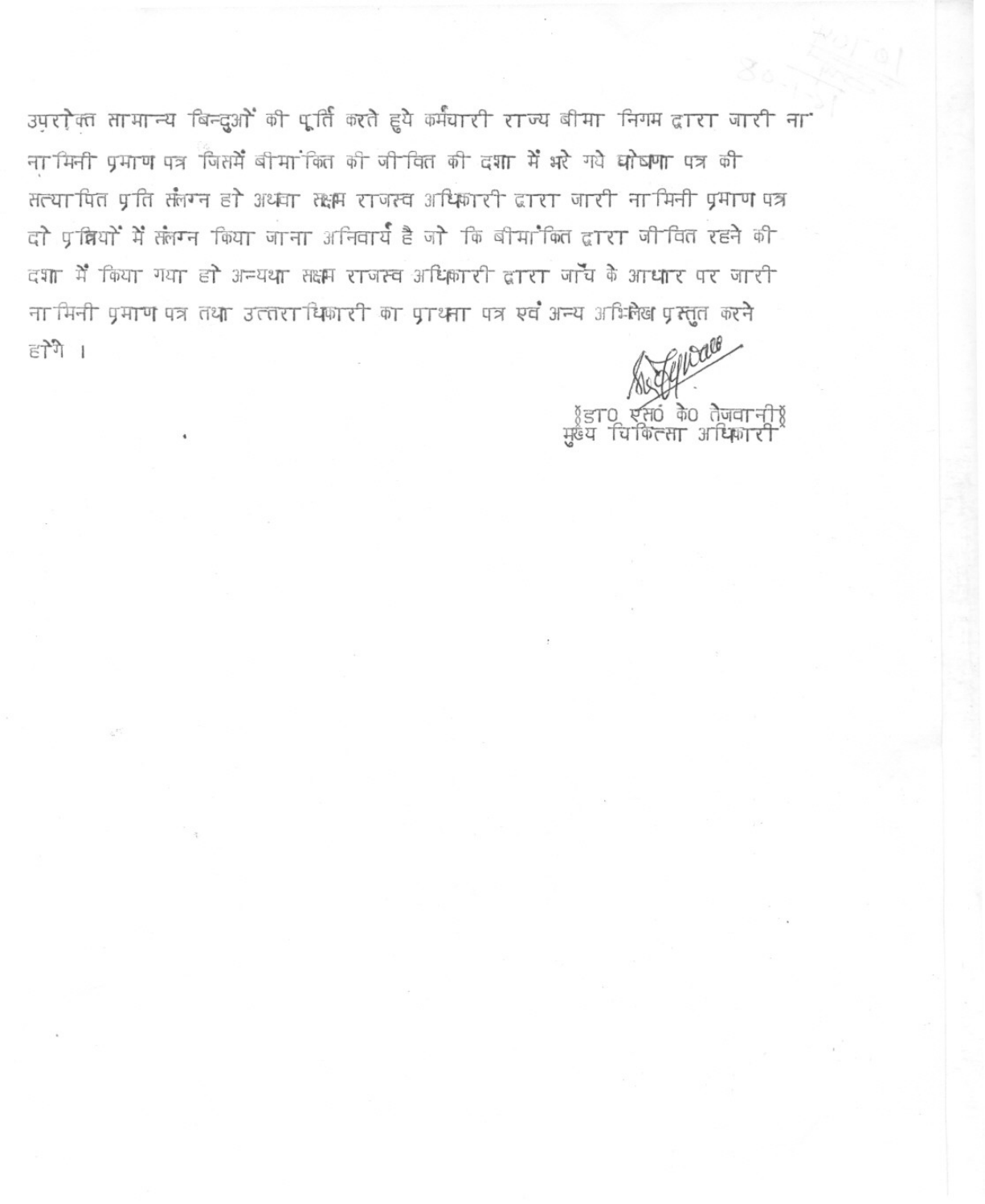उपरोक्त सामान्य बिन्दुओं की पूर्ति करते हुये कर्मचारी राज्य बीमा निगम द्वारा जारी ना नामिनी प्रमाण पत्र जिसमें बीमांकित की जीवित की दशा में भरे गये घोषणा पत्र की सत्यापित प्रति संलग्न हो अथवा सक्षम राजस्व अधिकारी द्वारा जारी नामिनी प्रमाण पत्र दो प्रतियों में संलग्न किया जाना अनिवार्य है जो कि बीमांकित द्वारा जीवित रहने की दशा में किया गया हो अन्यथा सक्षम राजस्व अधिकारी द्वारा जाँच के आधार पर जारी नामिनी प्रमाण पत्र तथा उत्तराधिकारी का प्रार्थना पत्र एवं अन्य अभिलेख प्रस्तुत करने होंगे ।

(डा० एस० के० तेजवानी)
मुख्य चिकित्सा अधिकारी